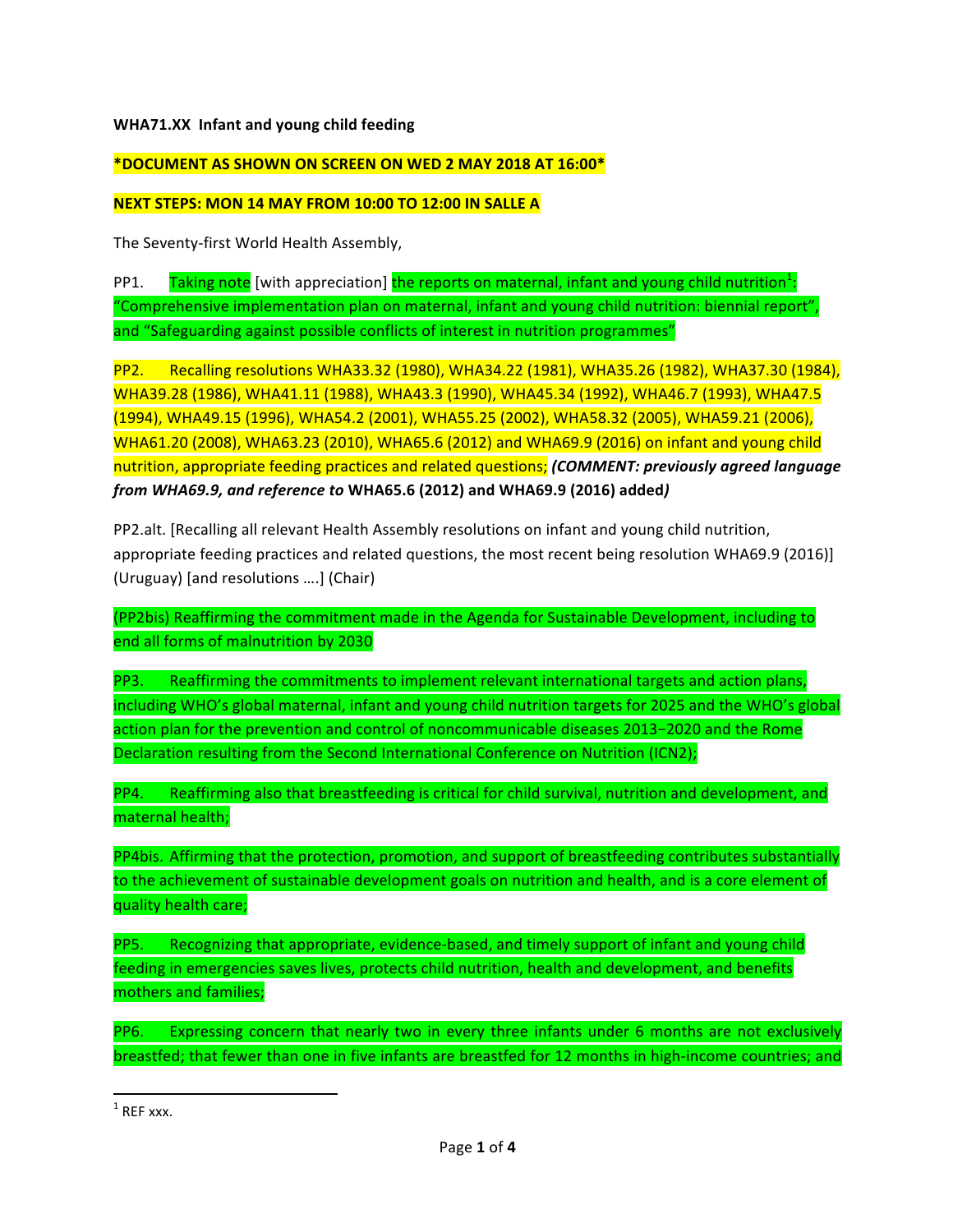**WHA71.XX Infant and young child feeding**

***DOCUMENT AS SHOWN ON SCREEN ON WED 2 MAY 2018 AT 16:00***

**NEXT STEPS: MON 14 MAY FROM 10:00 TO 12:00 IN SALLE A**

The Seventy-first World Health Assembly,

PP1. Taking note [with appreciation] the reports on maternal, infant and young child nutrition[1]: "Comprehensive implementation plan on maternal, infant and young child nutrition: biennial report", and "Safeguarding against possible conflicts of interest in nutrition programmes"

PP2. Recalling resolutions WHA33.32 (1980), WHA34.22 (1981), WHA35.26 (1982), WHA37.30 (1984), WHA39.28 (1986), WHA41.11 (1988), WHA43.3 (1990), WHA45.34 (1992), WHA46.7 (1993), WHA47.5 (1994), WHA49.15 (1996), WHA54.2 (2001), WHA55.25 (2002), WHA58.32 (2005), WHA59.21 (2006), WHA61.20 (2008), WHA63.23 (2010), WHA65.6 (2012) and WHA69.9 (2016) on infant and young child nutrition, appropriate feeding practices and related questions; ***(COMMENT: previously agreed language from WHA69.9, and reference to* WHA65.6 (2012) and WHA69.9 (2016) added*)***

PP2.alt. [Recalling all relevant Health Assembly resolutions on infant and young child nutrition, appropriate feeding practices and related questions, the most recent being resolution WHA69.9 (2016)] (Uruguay) [and resolutions ….] (Chair)

(PP2bis) Reaffirming the commitment made in the Agenda for Sustainable Development, including to end all forms of malnutrition by 2030

PP3. Reaffirming the commitments to implement relevant international targets and action plans, including WHO's global maternal, infant and young child nutrition targets for 2025 and the WHO's global action plan for the prevention and control of noncommunicable diseases 2013−2020 and the Rome Declaration resulting from the Second International Conference on Nutrition (ICN2);

PP4. Reaffirming also that breastfeeding is critical for child survival, nutrition and development, and maternal health;

PP4bis. Affirming that the protection, promotion, and support of breastfeeding contributes substantially to the achievement of sustainable development goals on nutrition and health, and is a core element of quality health care;

PP5. Recognizing that appropriate, evidence-based, and timely support of infant and young child feeding in emergencies saves lives, protects child nutrition, health and development, and benefits mothers and families;

PP6. Expressing concern that nearly two in every three infants under 6 months are not exclusively breastfed; that fewer than one in five infants are breastfed for 12 months in high-income countries; and

[1] REF xxx.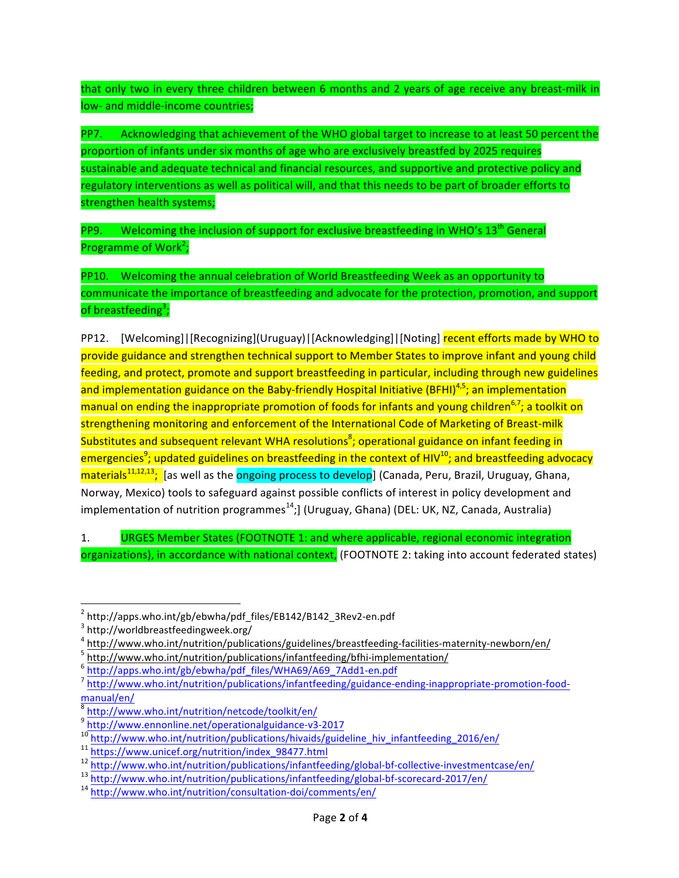that only two in every three children between 6 months and 2 years of age receive any breast-milk in low- and middle-income countries;

PP7. Acknowledging that achievement of the WHO global target to increase to at least 50 percent the proportion of infants under six months of age who are exclusively breastfed by 2025 requires sustainable and adequate technical and financial resources, and supportive and protective policy and regulatory interventions as well as political will, and that this needs to be part of broader efforts to strengthen health systems;

PP9. Welcoming the inclusion of support for exclusive breastfeeding in WHO's 13th General Programme of Work[2];

PP10. Welcoming the annual celebration of World Breastfeeding Week as an opportunity to communicate the importance of breastfeeding and advocate for the protection, promotion, and support of breastfeeding[3];

PP12. [Welcoming]|[Recognizing](Uruguay)|[Acknowledging]|[Noting] recent efforts made by WHO to provide guidance and strengthen technical support to Member States to improve infant and young child feeding, and protect, promote and support breastfeeding in particular, including through new guidelines and implementation guidance on the Baby-friendly Hospital Initiative (BFHI)[4,5]; an implementation manual on ending the inappropriate promotion of foods for infants and young children[6,7]; a toolkit on strengthening monitoring and enforcement of the International Code of Marketing of Breast-milk Substitutes and subsequent relevant WHA resolutions[8]; operational guidance on infant feeding in emergencies[9]; updated guidelines on breastfeeding in the context of HIV[10]; and breastfeeding advocacy materials[11,12,13]; [as well as the ongoing process to develop] (Canada, Peru, Brazil, Uruguay, Ghana, Norway, Mexico) tools to safeguard against possible conflicts of interest in policy development and implementation of nutrition programmes[14];] (Uruguay, Ghana) (DEL: UK, NZ, Canada, Australia)

1. URGES Member States (FOOTNOTE 1: and where applicable, regional economic integration organizations), in accordance with national context, (FOOTNOTE 2: taking into account federated states)

---

[2] http://apps.who.int/gb/ebwha/pdf_files/EB142/B142_3Rev2-en.pdf
[3] http://worldbreastfeedingweek.org/
[4] http://www.who.int/nutrition/publications/guidelines/breastfeeding-facilities-maternity-newborn/en/
[5] http://www.who.int/nutrition/publications/infantfeeding/bfhi-implementation/
[6] http://apps.who.int/gb/ebwha/pdf_files/WHA69/A69_7Add1-en.pdf
[7] http://www.who.int/nutrition/publications/infantfeeding/guidance-ending-inappropriate-promotion-food-manual/en/
[8] http://www.who.int/nutrition/netcode/toolkit/en/
[9] http://www.ennonline.net/operationalguidance-v3-2017
[10] http://www.who.int/nutrition/publications/hivaids/guideline_hiv_infantfeeding_2016/en/
[11] https://www.unicef.org/nutrition/index_98477.html
[12] http://www.who.int/nutrition/publications/infantfeeding/global-bf-collective-investmentcase/en/
[13] http://www.who.int/nutrition/publications/infantfeeding/global-bf-scorecard-2017/en/
[14] http://www.who.int/nutrition/consultation-doi/comments/en/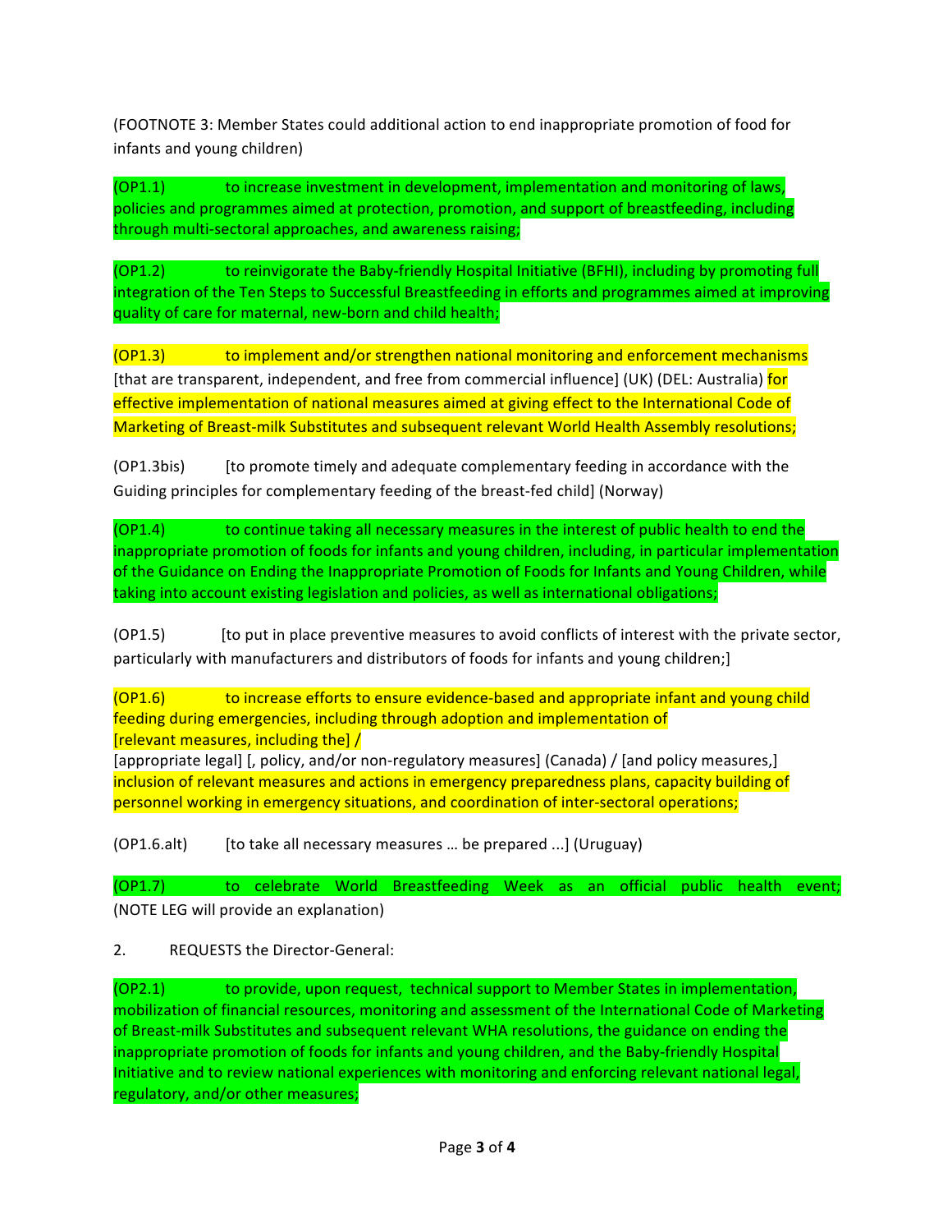(FOOTNOTE 3: Member States could additional action to end inappropriate promotion of food for infants and young children)

(OP1.1) to increase investment in development, implementation and monitoring of laws, policies and programmes aimed at protection, promotion, and support of breastfeeding, including through multi-sectoral approaches, and awareness raising;

(OP1.2) to reinvigorate the Baby-friendly Hospital Initiative (BFHI), including by promoting full integration of the Ten Steps to Successful Breastfeeding in efforts and programmes aimed at improving quality of care for maternal, new-born and child health;

(OP1.3) to implement and/or strengthen national monitoring and enforcement mechanisms [that are transparent, independent, and free from commercial influence] (UK) (DEL: Australia) for effective implementation of national measures aimed at giving effect to the International Code of Marketing of Breast-milk Substitutes and subsequent relevant World Health Assembly resolutions;

(OP1.3bis) [to promote timely and adequate complementary feeding in accordance with the Guiding principles for complementary feeding of the breast-fed child] (Norway)

(OP1.4) to continue taking all necessary measures in the interest of public health to end the inappropriate promotion of foods for infants and young children, including, in particular implementation of the Guidance on Ending the Inappropriate Promotion of Foods for Infants and Young Children, while taking into account existing legislation and policies, as well as international obligations;

(OP1.5) [to put in place preventive measures to avoid conflicts of interest with the private sector, particularly with manufacturers and distributors of foods for infants and young children;]

(OP1.6) to increase efforts to ensure evidence-based and appropriate infant and young child feeding during emergencies, including through adoption and implementation of [relevant measures, including the] / [appropriate legal] [, policy, and/or non-regulatory measures] (Canada) / [and policy measures,] inclusion of relevant measures and actions in emergency preparedness plans, capacity building of personnel working in emergency situations, and coordination of inter-sectoral operations;

(OP1.6.alt) [to take all necessary measures … be prepared ...] (Uruguay)

(OP1.7) to celebrate World Breastfeeding Week as an official public health event; (NOTE LEG will provide an explanation)

2. REQUESTS the Director-General:

(OP2.1) to provide, upon request, technical support to Member States in implementation, mobilization of financial resources, monitoring and assessment of the International Code of Marketing of Breast-milk Substitutes and subsequent relevant WHA resolutions, the guidance on ending the inappropriate promotion of foods for infants and young children, and the Baby-friendly Hospital Initiative and to review national experiences with monitoring and enforcing relevant national legal, regulatory, and/or other measures;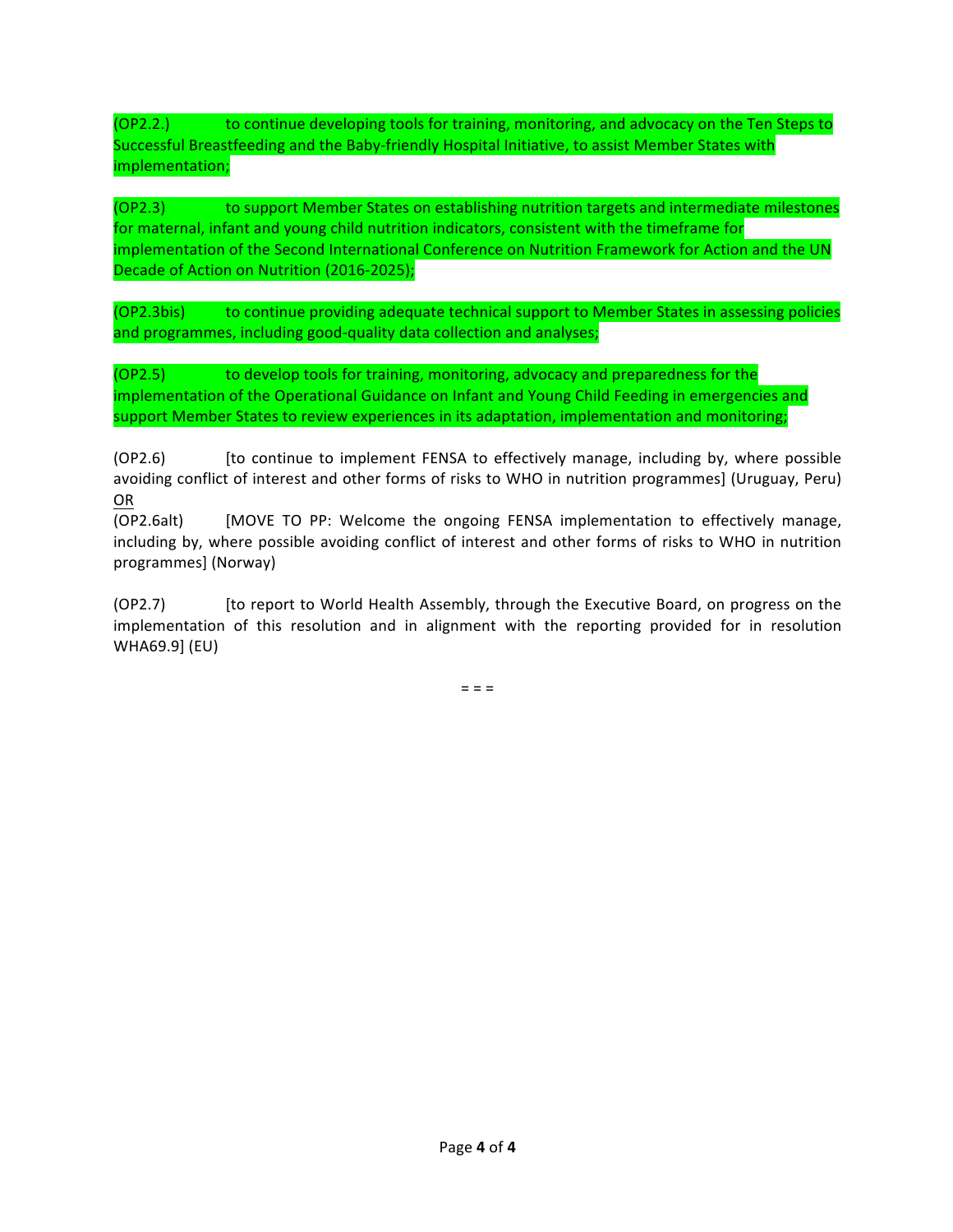(OP2.2.) to continue developing tools for training, monitoring, and advocacy on the Ten Steps to Successful Breastfeeding and the Baby-friendly Hospital Initiative, to assist Member States with implementation;

(OP2.3) to support Member States on establishing nutrition targets and intermediate milestones for maternal, infant and young child nutrition indicators, consistent with the timeframe for implementation of the Second International Conference on Nutrition Framework for Action and the UN Decade of Action on Nutrition (2016-2025);

(OP2.3bis) to continue providing adequate technical support to Member States in assessing policies and programmes, including good-quality data collection and analyses;

(OP2.5) to develop tools for training, monitoring, advocacy and preparedness for the implementation of the Operational Guidance on Infant and Young Child Feeding in emergencies and support Member States to review experiences in its adaptation, implementation and monitoring;

(OP2.6) [to continue to implement FENSA to effectively manage, including by, where possible avoiding conflict of interest and other forms of risks to WHO in nutrition programmes] (Uruguay, Peru)
OR
(OP2.6alt) [MOVE TO PP: Welcome the ongoing FENSA implementation to effectively manage, including by, where possible avoiding conflict of interest and other forms of risks to WHO in nutrition programmes] (Norway)

(OP2.7) [to report to World Health Assembly, through the Executive Board, on progress on the implementation of this resolution and in alignment with the reporting provided for in resolution WHA69.9] (EU)

= = =